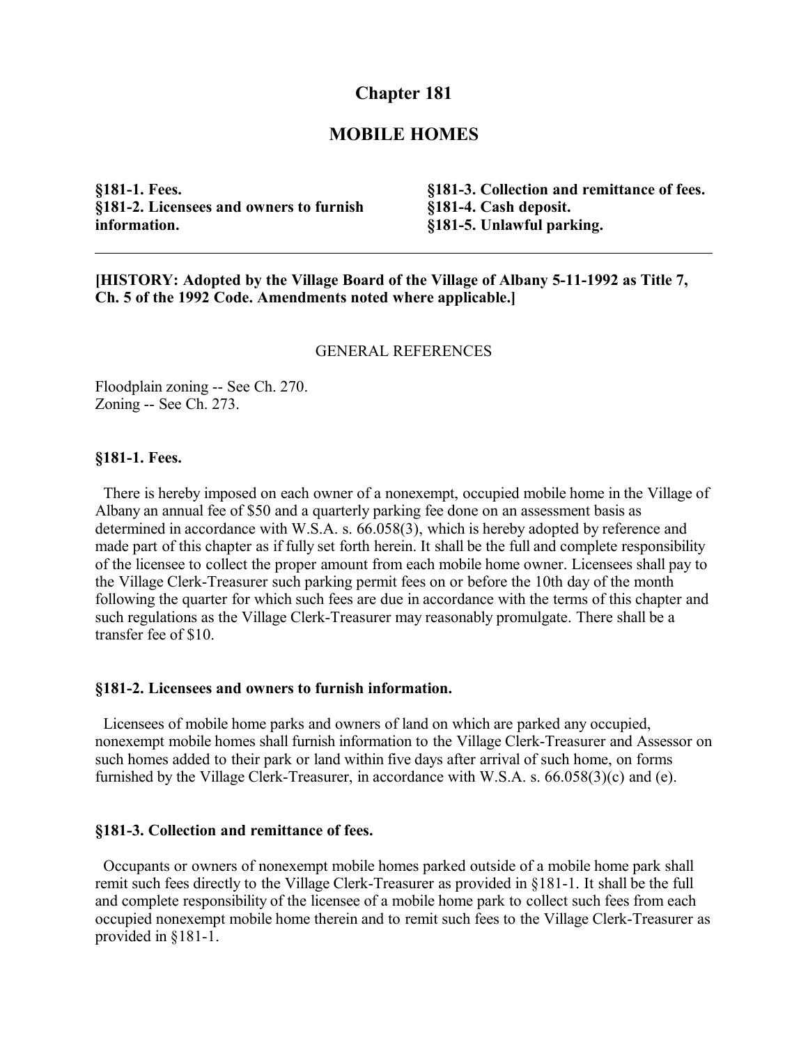# Chapter 181

## MOBILE HOMES

**§181-1. Fees.**
**§181-2. Licensees and owners to furnish information.**
**§181-3. Collection and remittance of fees.**
**§181-4. Cash deposit.**
**§181-5. Unlawful parking.**

---

**[HISTORY: Adopted by the Village Board of the Village of Albany 5-11-1992 as Title 7, Ch. 5 of the 1992 Code. Amendments noted where applicable.]**

GENERAL REFERENCES

Floodplain zoning -- See Ch. 270.
Zoning -- See Ch. 273.

### §181-1. Fees.

There is hereby imposed on each owner of a nonexempt, occupied mobile home in the Village of Albany an annual fee of $50 and a quarterly parking fee done on an assessment basis as determined in accordance with W.S.A. s. 66.058(3), which is hereby adopted by reference and made part of this chapter as if fully set forth herein. It shall be the full and complete responsibility of the licensee to collect the proper amount from each mobile home owner. Licensees shall pay to the Village Clerk-Treasurer such parking permit fees on or before the 10th day of the month following the quarter for which such fees are due in accordance with the terms of this chapter and such regulations as the Village Clerk-Treasurer may reasonably promulgate. There shall be a transfer fee of $10.

### §181-2. Licensees and owners to furnish information.

Licensees of mobile home parks and owners of land on which are parked any occupied, nonexempt mobile homes shall furnish information to the Village Clerk-Treasurer and Assessor on such homes added to their park or land within five days after arrival of such home, on forms furnished by the Village Clerk-Treasurer, in accordance with W.S.A. s. 66.058(3)(c) and (e).

### §181-3. Collection and remittance of fees.

Occupants or owners of nonexempt mobile homes parked outside of a mobile home park shall remit such fees directly to the Village Clerk-Treasurer as provided in §181-1. It shall be the full and complete responsibility of the licensee of a mobile home park to collect such fees from each occupied nonexempt mobile home therein and to remit such fees to the Village Clerk-Treasurer as provided in §181-1.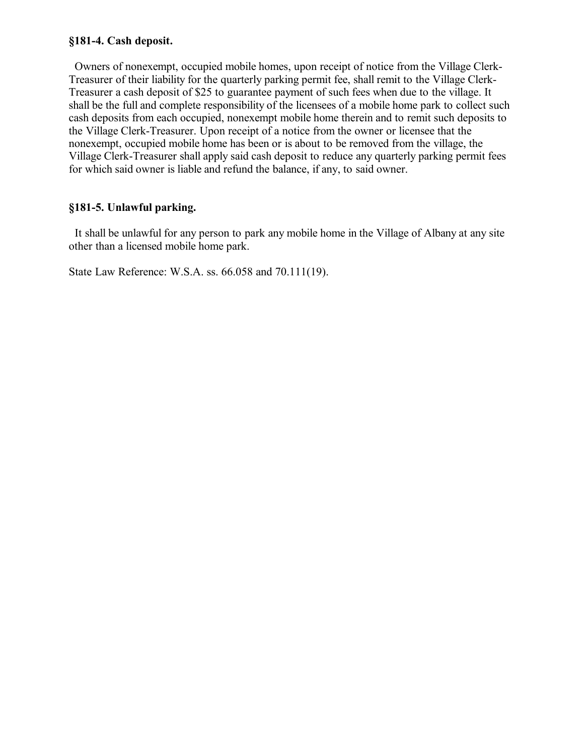**§181-4. Cash deposit.**

Owners of nonexempt, occupied mobile homes, upon receipt of notice from the Village Clerk-Treasurer of their liability for the quarterly parking permit fee, shall remit to the Village Clerk-Treasurer a cash deposit of $25 to guarantee payment of such fees when due to the village. It shall be the full and complete responsibility of the licensees of a mobile home park to collect such cash deposits from each occupied, nonexempt mobile home therein and to remit such deposits to the Village Clerk-Treasurer. Upon receipt of a notice from the owner or licensee that the nonexempt, occupied mobile home has been or is about to be removed from the village, the Village Clerk-Treasurer shall apply said cash deposit to reduce any quarterly parking permit fees for which said owner is liable and refund the balance, if any, to said owner.

**§181-5. Unlawful parking.**

It shall be unlawful for any person to park any mobile home in the Village of Albany at any site other than a licensed mobile home park.

State Law Reference: W.S.A. ss. 66.058 and 70.111(19).